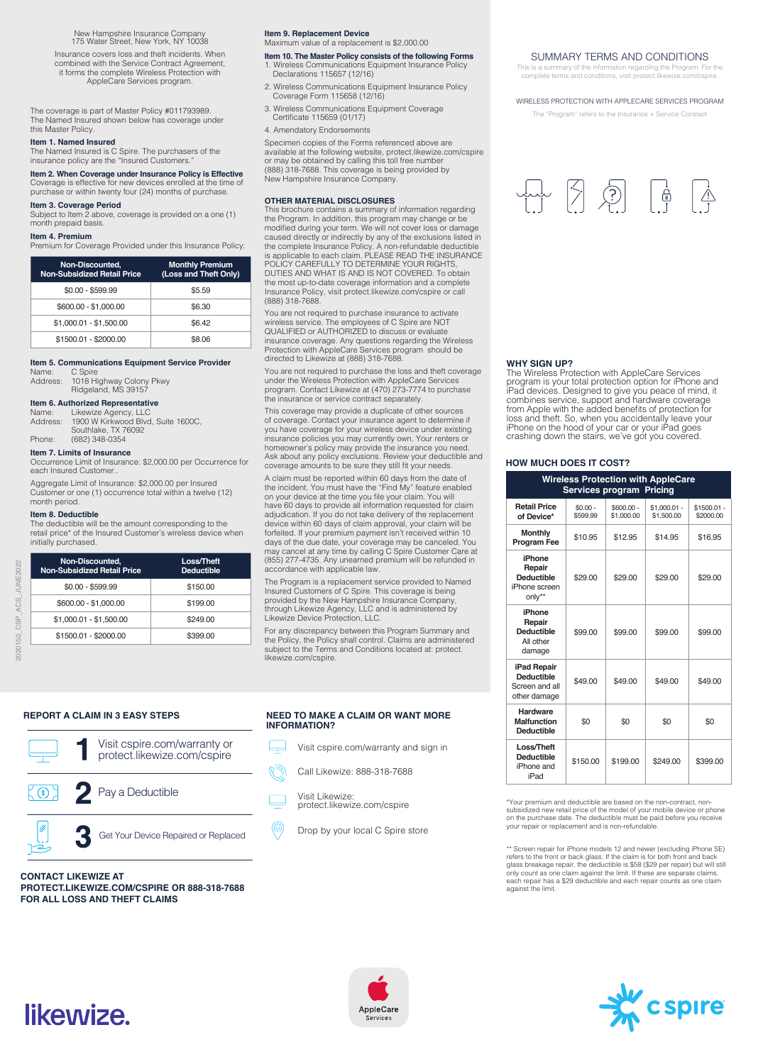New Hampshire Insurance Company
175 Water Street, New York, NY 10038

Insurance covers loss and theft incidents. When combined with the Service Contract Agreement, it forms the complete Wireless Protection with AppleCare Services program.

The coverage is part of Master Policy #011793989. The Named Insured shown below has coverage under this Master Policy.

**Item 1. Named Insured**
The Named Insured is C Spire. The purchasers of the insurance policy are the "Insured Customers."

**Item 2. When Coverage under Insurance Policy is Effective**
Coverage is effective for new devices enrolled at the time of purchase or within twenty four (24) months of purchase.

**Item 3. Coverage Period**
Subject to Item 2 above, coverage is provided on a one (1) month prepaid basis.

**Item 4. Premium**
Premium for Coverage Provided under this Insurance Policy:

| Non-Discounted, Non-Subsidized Retail Price | Monthly Premium (Loss and Theft Only) |
|---|---|
| $0.00 - $599.99 | $5.59 |
| $600.00 - $1,000.00 | $6.30 |
| $1,000.01 - $1,500.00 | $6.42 |
| $1500.01 - $2000.00 | $8.06 |

**Item 5. Communications Equipment Service Provider**
Name: C Spire
Address: 1018 Highway Colony Pkwy
Ridgeland, MS 39157

**Item 6. Authorized Representative**
Name: Likewize Agency, LLC
Address: 1900 W Kirkwood Blvd, Suite 1600C, Southlake, TX 76092
Phone: (682) 348-0354

**Item 7. Limits of Insurance**
Occurrence Limit of Insurance: $2,000.00 per Occurrence for each Insured Customer..

Aggregate Limit of Insurance: $2,000.00 per Insured Customer or one (1) occurrence total within a twelve (12) month period.

**Item 8. Deductible**
The deductible will be the amount corresponding to the retail price* of the Insured Customer's wireless device when initially purchased.

| Non-Discounted, Non-Subsidized Retail Price | Loss/Theft Deductible |
|---|---|
| $0.00 - $599.99 | $150.00 |
| $600.00 - $1,000.00 | $199.00 |
| $1,000.01 - $1,500.00 | $249.00 |
| $1500.01 - $2000.00 | $399.00 |

**Item 9. Replacement Device**
Maximum value of a replacement is $2,000.00

**Item 10. The Master Policy consists of the following Forms**
1. Wireless Communications Equipment Insurance Policy Declarations 115657 (12/16)
2. Wireless Communications Equipment Insurance Policy Coverage Form 115658 (12/16)
3. Wireless Communications Equipment Coverage Certificate 115659 (01/17)
4. Amendatory Endorsements

Specimen copies of the Forms referenced above are available at the following website, protect.likewize.com/cspire or may be obtained by calling this toll free number (888) 318-7688. This coverage is being provided by New Hampshire Insurance Company.

**OTHER MATERIAL DISCLOSURES**
This brochure contains a summary of information regarding the Program. In addition, this program may change or be modified during your term. We will not cover loss or damage caused directly or indirectly by any of the exclusions listed in the complete Insurance Policy. A non-refundable deductible is applicable to each claim. PLEASE READ THE INSURANCE POLICY CAREFULLY TO DETERMINE YOUR RIGHTS, DUTIES AND WHAT IS AND IS NOT COVERED. To obtain the most up-to-date coverage information and a complete Insurance Policy, visit protect.likewize.com/cspire or call (888) 318-7688.

You are not required to purchase insurance to activate wireless service. The employees of C Spire are NOT QUALIFIED or AUTHORIZED to discuss or evaluate insurance coverage. Any questions regarding the Wireless Protection with AppleCare Services program should be directed to Likewize at (888) 318-7688.

You are not required to purchase the loss and theft coverage under the Wireless Protection with AppleCare Services program. Contact Likewize at (470) 273-7774 to purchase the insurance or service contract separately.

This coverage may provide a duplicate of other sources of coverage. Contact your insurance agent to determine if you have coverage for your wireless device under existing insurance policies you may currently own. Your renters or homeowner's policy may provide the insurance you need. Ask about any policy exclusions. Review your deductible and coverage amounts to be sure they still fit your needs.

A claim must be reported within 60 days from the date of the incident. You must have the "Find My" feature enabled on your device at the time you file your claim. You will have 60 days to provide all information requested for claim adjudication. If you do not take delivery of the replacement device within 60 days of claim approval, your claim will be forfeited. If your premium payment isn't received within 10 days of the due date, your coverage may be canceled. You may cancel at any time by calling C Spire Customer Care at (855) 277-4735. Any unearned premium will be refunded in accordance with applicable law.

The Program is a replacement service provided to Named Insured Customers of C Spire. This coverage is being provided by the New Hampshire Insurance Company, through Likewize Agency, LLC and is administered by Likewize Device Protection, LLC.

For any discrepancy between this Program Summary and the Policy, the Policy shall control. Claims are administered subject to the Terms and Conditions located at: protect.likewize.com/cspire.

## SUMMARY TERMS AND CONDITIONS

This is a summary of the information regarding the Program. For the complete terms and conditions, visit protect.likewize.com/cspire.

WIRELESS PROTECTION WITH APPLECARE SERVICES PROGRAM

The "Program" refers to the Insurance + Service Contract

### WHY SIGN UP?

The Wireless Protection with AppleCare Services program is your total protection option for iPhone and iPad devices. Designed to give you peace of mind, it combines service, support and hardware coverage from Apple with the added benefits of protection for loss and theft. So, when you accidentally leave your iPhone on the hood of your car or your iPad goes crashing down the stairs, we've got you covered.

### HOW MUCH DOES IT COST?

**Wireless Protection with AppleCare Services program Pricing**

| Retail Price of Device* | $0.00 - $599.99 | $600.00 - $1,000.00 | $1,000.01 - $1,500.00 | $1500.01 - $2000.00 |
|---|---|---|---|---|
| **Monthly Program Fee** | $10.95 | $12.95 | $14.95 | $16.95 |
| **iPhone Repair Deductible** iPhone screen only** | $29.00 | $29.00 | $29.00 | $29.00 |
| **iPhone Repair Deductible** All other damage | $99.00 | $99.00 | $99.00 | $99.00 |
| **iPad Repair Deductible** Screen and all other damage | $49.00 | $49.00 | $49.00 | $49.00 |
| **Hardware Malfunction Deductible** | $0 | $0 | $0 | $0 |
| **Loss/Theft Deductible** iPhone and iPad | $150.00 | $199.00 | $249.00 | $399.00 |

*Your premium and deductible are based on the non-contract, non-subsidized new retail price of the model of your mobile device or phone on the purchase date. The deductible must be paid before you receive your repair or replacement and is non-refundable.

** Screen repair for iPhone models 12 and newer (excluding iPhone SE) refers to the front or back glass. If the claim is for both front and back glass breakage repair, the deductible is $58 ($29 per repair) but will still only count as one claim against the limit. If these are separate claims, each repair has a $29 deductible and each repair counts as one claim against the limit.

### REPORT A CLAIM IN 3 EASY STEPS

1. Visit cspire.com/warranty or protect.likewize.com/cspire
2. Pay a Deductible
3. Get Your Device Repaired or Replaced

**CONTACT LIKEWIZE AT PROTECT.LIKEWIZE.COM/CSPIRE OR 888-318-7688 FOR ALL LOSS AND THEFT CLAIMS**

### NEED TO MAKE A CLAIM OR WANT MORE INFORMATION?

- Visit cspire.com/warranty and sign in
- Call Likewize: 888-318-7688
- Visit Likewize: protect.likewize.com/cspire
- Drop by your local C Spire store

2020150_CSP_ACS_JUNE2022

likewize. AppleCare Services c spire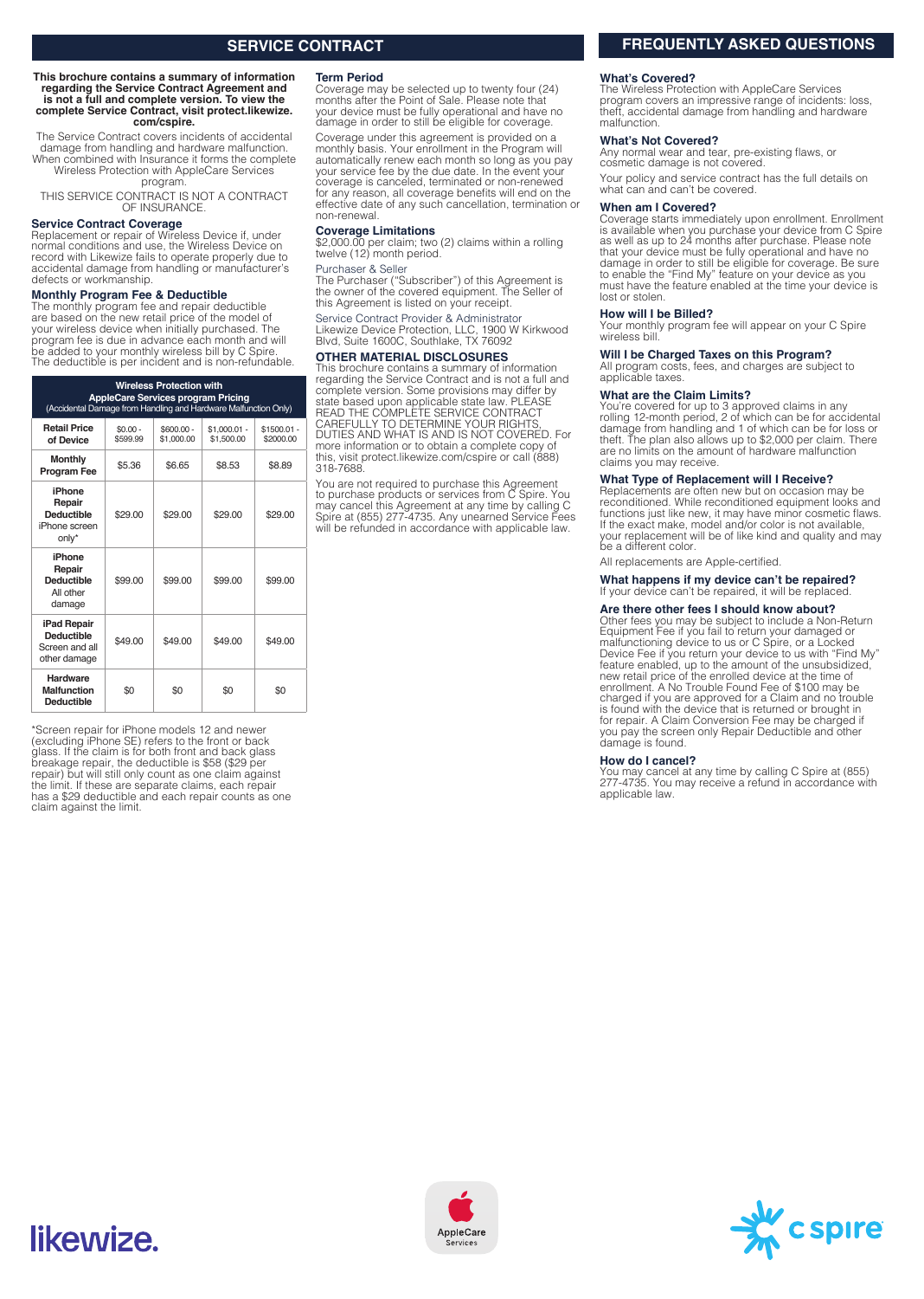## SERVICE CONTRACT

**This brochure contains a summary of information regarding the Service Contract Agreement and is not a full and complete version. To view the complete Service Contract, visit protect.likewize.com/cspire.**

The Service Contract covers incidents of accidental damage from handling and hardware malfunction. When combined with Insurance it forms the complete Wireless Protection with AppleCare Services program.

THIS SERVICE CONTRACT IS NOT A CONTRACT OF INSURANCE.

### Service Contract Coverage

Replacement or repair of Wireless Device if, under normal conditions and use, the Wireless Device on record with Likewize fails to operate properly due to accidental damage from handling or manufacturer's defects or workmanship.

### Monthly Program Fee & Deductible

The monthly program fee and repair deductible are based on the new retail price of the model of your wireless device when initially purchased. The program fee is due in advance each month and will be added to your monthly wireless bill by C Spire. The deductible is per incident and is non-refundable.

| Wireless Protection with AppleCare Services program Pricing (Accidental Damage from Handling and Hardware Malfunction Only) | | | | |
|---|---|---|---|---|
| **Retail Price of Device** | $0.00 - $599.99 | $600.00 - $1,000.00 | $1,000.01 - $1,500.00 | $1500.01 - $2000.00 |
| **Monthly Program Fee** | $5.36 | $6.65 | $8.53 | $8.89 |
| **iPhone Repair Deductible** iPhone screen only* | $29.00 | $29.00 | $29.00 | $29.00 |
| **iPhone Repair Deductible** All other damage | $99.00 | $99.00 | $99.00 | $99.00 |
| **iPad Repair Deductible** Screen and all other damage | $49.00 | $49.00 | $49.00 | $49.00 |
| **Hardware Malfunction Deductible** | $0 | $0 | $0 | $0 |

*Screen repair for iPhone models 12 and newer (excluding iPhone SE) refers to the front or back glass. If the claim is for both front and back glass breakage repair, the deductible is $58 ($29 per repair) but will still only count as one claim against the limit. If these are separate claims, each repair has a $29 deductible and each repair counts as one claim against the limit.

### Term Period

Coverage may be selected up to twenty four (24) months after the Point of Sale. Please note that your device must be fully operational and have no damage in order to still be eligible for coverage.

Coverage under this agreement is provided on a monthly basis. Your enrollment in the Program will automatically renew each month so long as you pay your service fee by the due date. In the event your coverage is canceled, terminated or non-renewed for any reason, all coverage benefits will end on the effective date of any such cancellation, termination or non-renewal.

### Coverage Limitations

$2,000.00 per claim; two (2) claims within a rolling twelve (12) month period.

Purchaser & Seller

The Purchaser ("Subscriber") of this Agreement is the owner of the covered equipment. The Seller of this Agreement is listed on your receipt.

Service Contract Provider & Administrator

Likewize Device Protection, LLC, 1900 W Kirkwood Blvd, Suite 1600C, Southlake, TX 76092

### OTHER MATERIAL DISCLOSURES

This brochure contains a summary of information regarding the Service Contract and is not a full and complete version. Some provisions may differ by state based upon applicable state law. PLEASE READ THE COMPLETE SERVICE CONTRACT CAREFULLY TO DETERMINE YOUR RIGHTS, DUTIES AND WHAT IS AND IS NOT COVERED. For more information or to obtain a complete copy of this, visit protect.likewize.com/cspire or call (888) 318-7688.

You are not required to purchase this Agreement to purchase products or services from C Spire. You may cancel this Agreement at any time by calling C Spire at (855) 277-4735. Any unearned Service Fees will be refunded in accordance with applicable law.

## FREQUENTLY ASKED QUESTIONS

### What's Covered?

The Wireless Protection with AppleCare Services program covers an impressive range of incidents: loss, theft, accidental damage from handling and hardware malfunction.

### What's Not Covered?

Any normal wear and tear, pre-existing flaws, or cosmetic damage is not covered.

Your policy and service contract has the full details on what can and can't be covered.

### When am I Covered?

Coverage starts immediately upon enrollment. Enrollment is available when you purchase your device from C Spire as well as up to 24 months after purchase. Please note that your device must be fully operational and have no damage in order to still be eligible for coverage. Be sure to enable the "Find My" feature on your device as you must have the feature enabled at the time your device is lost or stolen.

### How will I be Billed?

Your monthly program fee will appear on your C Spire wireless bill.

### Will I be Charged Taxes on this Program?

All program costs, fees, and charges are subject to applicable taxes.

### What are the Claim Limits?

You're covered for up to 3 approved claims in any rolling 12-month period, 2 of which can be for accidental damage from handling and 1 of which can be for loss or theft. The plan also allows up to $2,000 per claim. There are no limits on the amount of hardware malfunction claims you may receive.

### What Type of Replacement will I Receive?

Replacements are often new but on occasion may be reconditioned. While reconditioned equipment looks and functions just like new, it may have minor cosmetic flaws. If the exact make, model and/or color is not available, your replacement will be of like kind and quality and may be a different color.

All replacements are Apple-certified.

### What happens if my device can't be repaired?

If your device can't be repaired, it will be replaced.

### Are there other fees I should know about?

Other fees you may be subject to include a Non-Return Equipment Fee if you fail to return your damaged or malfunctioning device to us or C Spire, or a Locked Device Fee if you return your device to us with "Find My" feature enabled, up to the amount of the unsubsidized, new retail price of the enrolled device at the time of enrollment. A No Trouble Found Fee of $100 may be charged if you are approved for a Claim and no trouble is found with the device that is returned or brought in for repair. A Claim Conversion Fee may be charged if you pay the screen only Repair Deductible and other damage is found.

### How do I cancel?

You may cancel at any time by calling C Spire at (855) 277-4735. You may receive a refund in accordance with applicable law.

likewize.

AppleCare Services

c spire